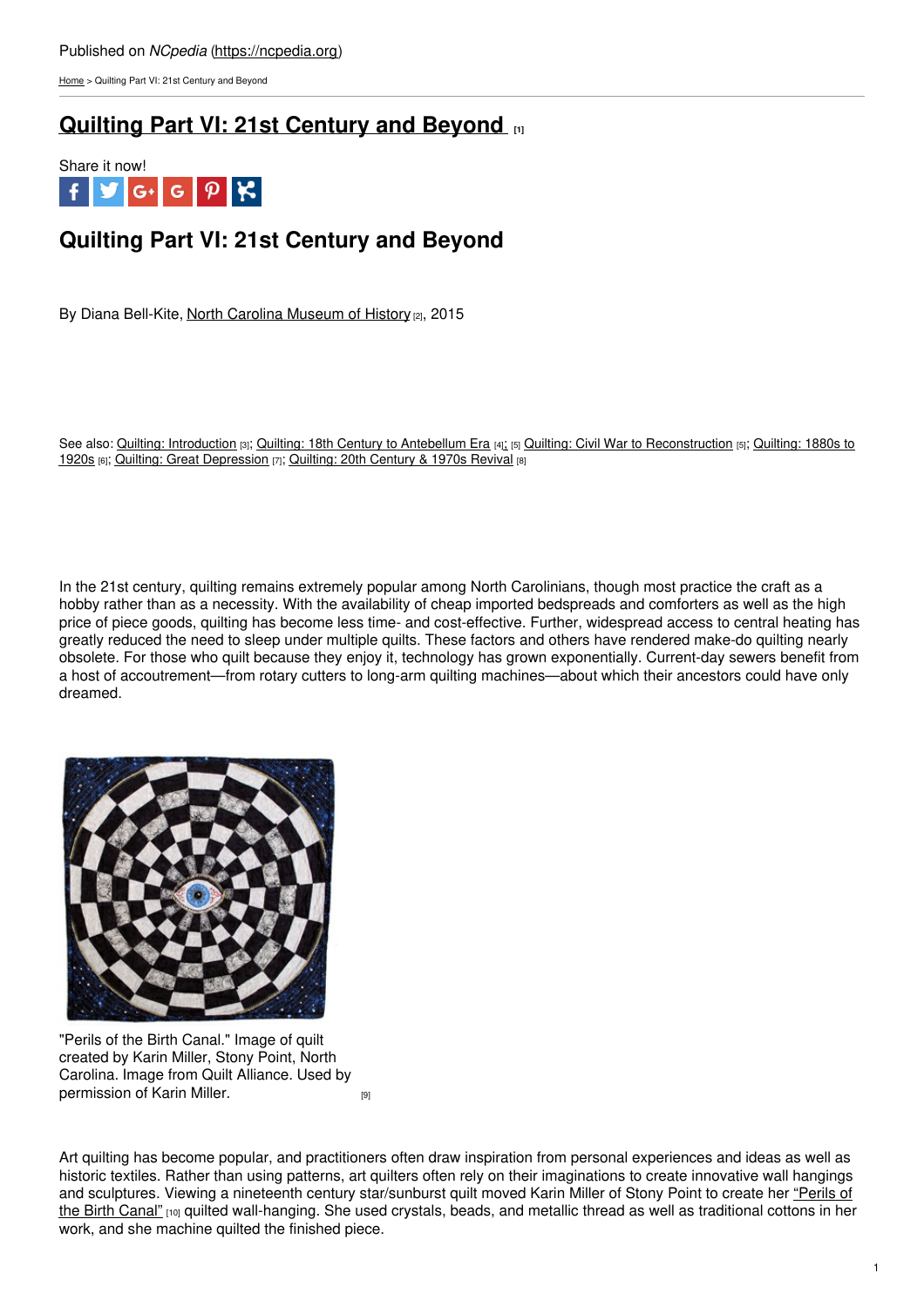Published on *NCpedia* (https://ncpedia.org)

Home > Quilting Part VI: 21st Century and Beyond

# Quilting Part VI: 21st Century and Beyond [1]

Share it now!

## Quilting Part VI: 21st Century and Beyond

By Diana Bell-Kite, North Carolina Museum of History [2], 2015

See also: Quilting: Introduction [3]; Quilting: 18th Century to Antebellum Era [4]; [5] Quilting: Civil War to Reconstruction [5]; Quilting: 1880s to 1920s [6]; Quilting: Great Depression [7]; Quilting: 20th Century & 1970s Revival [8]

In the 21st century, quilting remains extremely popular among North Carolinians, though most practice the craft as a hobby rather than as a necessity. With the availability of cheap imported bedspreads and comforters as well as the high price of piece goods, quilting has become less time- and cost-effective. Further, widespread access to central heating has greatly reduced the need to sleep under multiple quilts. These factors and others have rendered make-do quilting nearly obsolete. For those who quilt because they enjoy it, technology has grown exponentially. Current-day sewers benefit from a host of accoutrement—from rotary cutters to long-arm quilting machines—about which their ancestors could have only dreamed.

"Perils of the Birth Canal." Image of quilt created by Karin Miller, Stony Point, North Carolina. Image from Quilt Alliance. Used by permission of Karin Miller. [9]

Art quilting has become popular, and practitioners often draw inspiration from personal experiences and ideas as well as historic textiles. Rather than using patterns, art quilters often rely on their imaginations to create innovative wall hangings and sculptures. Viewing a nineteenth century star/sunburst quilt moved Karin Miller of Stony Point to create her "Perils of the Birth Canal" [10] quilted wall-hanging. She used crystals, beads, and metallic thread as well as traditional cottons in her work, and she machine quilted the finished piece.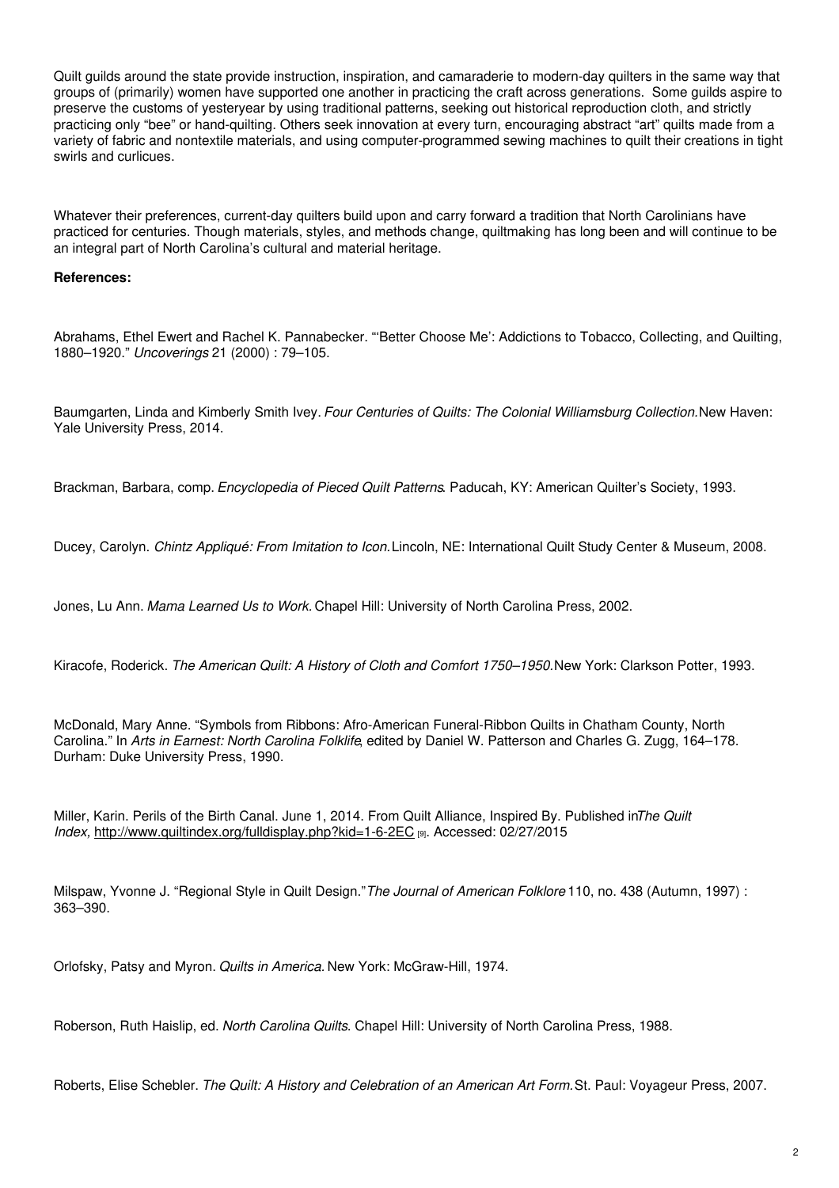Quilt guilds around the state provide instruction, inspiration, and camaraderie to modern-day quilters in the same way that groups of (primarily) women have supported one another in practicing the craft across generations. Some guilds aspire to preserve the customs of yesteryear by using traditional patterns, seeking out historical reproduction cloth, and strictly practicing only "bee" or hand-quilting. Others seek innovation at every turn, encouraging abstract "art" quilts made from a variety of fabric and nontextile materials, and using computer-programmed sewing machines to quilt their creations in tight swirls and curlicues.

Whatever their preferences, current-day quilters build upon and carry forward a tradition that North Carolinians have practiced for centuries. Though materials, styles, and methods change, quiltmaking has long been and will continue to be an integral part of North Carolina's cultural and material heritage.

**References:**

Abrahams, Ethel Ewert and Rachel K. Pannabecker. "'Better Choose Me': Addictions to Tobacco, Collecting, and Quilting, 1880–1920." *Uncoverings* 21 (2000) : 79–105.

Baumgarten, Linda and Kimberly Smith Ivey. *Four Centuries of Quilts: The Colonial Williamsburg Collection.* New Haven: Yale University Press, 2014.

Brackman, Barbara, comp. *Encyclopedia of Pieced Quilt Patterns*. Paducah, KY: American Quilter's Society, 1993.

Ducey, Carolyn. *Chintz Appliqué: From Imitation to Icon.* Lincoln, NE: International Quilt Study Center & Museum, 2008.

Jones, Lu Ann. *Mama Learned Us to Work*. Chapel Hill: University of North Carolina Press, 2002.

Kiracofe, Roderick. *The American Quilt: A History of Cloth and Comfort 1750–1950.* New York: Clarkson Potter, 1993.

McDonald, Mary Anne. "Symbols from Ribbons: Afro-American Funeral-Ribbon Quilts in Chatham County, North Carolina." In *Arts in Earnest: North Carolina Folklife*, edited by Daniel W. Patterson and Charles G. Zugg, 164–178. Durham: Duke University Press, 1990.

Miller, Karin. Perils of the Birth Canal. June 1, 2014. From Quilt Alliance, Inspired By. Published in *The Quilt Index*, http://www.quiltindex.org/fulldisplay.php?kid=1-6-2EC [9]. Accessed: 02/27/2015

Milspaw, Yvonne J. "Regional Style in Quilt Design." *The Journal of American Folklore* 110, no. 438 (Autumn, 1997) : 363–390.

Orlofsky, Patsy and Myron. *Quilts in America*. New York: McGraw-Hill, 1974.

Roberson, Ruth Haislip, ed. *North Carolina Quilts*. Chapel Hill: University of North Carolina Press, 1988.

Roberts, Elise Schebler. *The Quilt: A History and Celebration of an American Art Form.* St. Paul: Voyageur Press, 2007.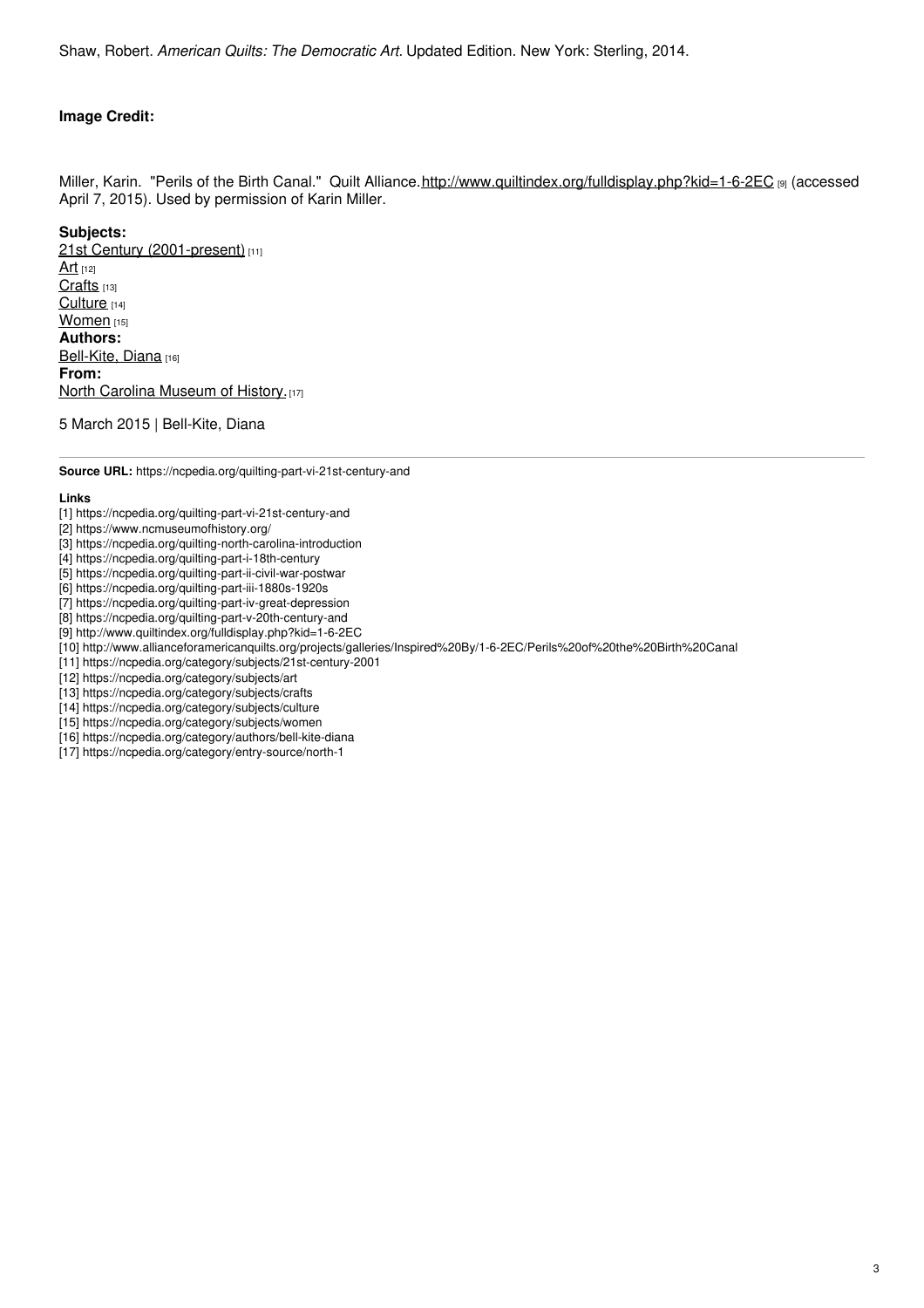Shaw, Robert. *American Quilts: The Democratic Art*. Updated Edition. New York: Sterling, 2014.

**Image Credit:**

Miller, Karin. "Perils of the Birth Canal." Quilt Alliance. http://www.quiltindex.org/fulldisplay.php?kid=1-6-2EC [9] (accessed April 7, 2015). Used by permission of Karin Miller.

**Subjects:**
21st Century (2001-present) [11]
Art [12]
Crafts [13]
Culture [14]
Women [15]

**Authors:**
Bell-Kite, Diana [16]

**From:**
North Carolina Museum of History. [17]

5 March 2015 | Bell-Kite, Diana

---

**Source URL:** https://ncpedia.org/quilting-part-vi-21st-century-and

**Links**

[1] https://ncpedia.org/quilting-part-vi-21st-century-and
[2] https://www.ncmuseumofhistory.org/
[3] https://ncpedia.org/quilting-north-carolina-introduction
[4] https://ncpedia.org/quilting-part-i-18th-century
[5] https://ncpedia.org/quilting-part-ii-civil-war-postwar
[6] https://ncpedia.org/quilting-part-iii-1880s-1920s
[7] https://ncpedia.org/quilting-part-iv-great-depression
[8] https://ncpedia.org/quilting-part-v-20th-century-and
[9] http://www.quiltindex.org/fulldisplay.php?kid=1-6-2EC
[10] http://www.allianceforamericanquilts.org/projects/galleries/Inspired%20By/1-6-2EC/Perils%20of%20the%20Birth%20Canal
[11] https://ncpedia.org/category/subjects/21st-century-2001
[12] https://ncpedia.org/category/subjects/art
[13] https://ncpedia.org/category/subjects/crafts
[14] https://ncpedia.org/category/subjects/culture
[15] https://ncpedia.org/category/subjects/women
[16] https://ncpedia.org/category/authors/bell-kite-diana
[17] https://ncpedia.org/category/entry-source/north-1